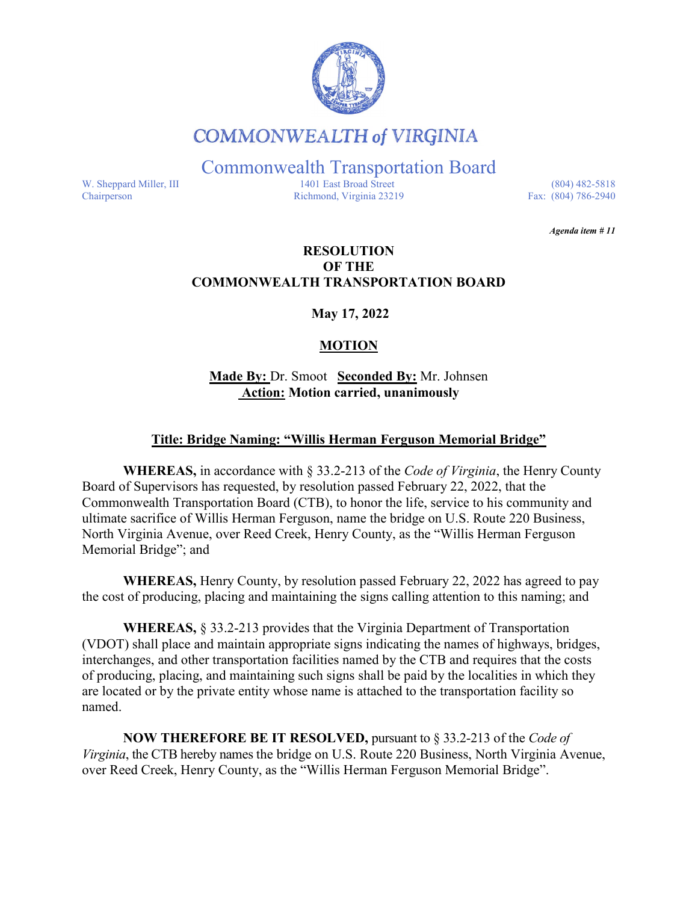# COMMONWEALTH of VIRGINIA

## Commonwealth Transportation Board

W. Sheppard Miller, III
Chairperson

1401 East Broad Street
Richmond, Virginia 23219

(804) 482-5818
Fax: (804) 786-2940

*Agenda item # 11*

**RESOLUTION**
**OF THE**
**COMMONWEALTH TRANSPORTATION BOARD**

**May 17, 2022**

**MOTION**

**Made By:** Dr. Smoot **Seconded By:** Mr. Johnsen
**Action: Motion carried, unanimously**

**Title: Bridge Naming: "Willis Herman Ferguson Memorial Bridge"**

**WHEREAS,** in accordance with § 33.2-213 of the *Code of Virginia*, the Henry County Board of Supervisors has requested, by resolution passed February 22, 2022, that the Commonwealth Transportation Board (CTB), to honor the life, service to his community and ultimate sacrifice of Willis Herman Ferguson, name the bridge on U.S. Route 220 Business, North Virginia Avenue, over Reed Creek, Henry County, as the "Willis Herman Ferguson Memorial Bridge"; and

**WHEREAS,** Henry County, by resolution passed February 22, 2022 has agreed to pay the cost of producing, placing and maintaining the signs calling attention to this naming; and

**WHEREAS,** § 33.2-213 provides that the Virginia Department of Transportation (VDOT) shall place and maintain appropriate signs indicating the names of highways, bridges, interchanges, and other transportation facilities named by the CTB and requires that the costs of producing, placing, and maintaining such signs shall be paid by the localities in which they are located or by the private entity whose name is attached to the transportation facility so named.

**NOW THEREFORE BE IT RESOLVED,** pursuant to § 33.2-213 of the *Code of Virginia*, the CTB hereby names the bridge on U.S. Route 220 Business, North Virginia Avenue, over Reed Creek, Henry County, as the "Willis Herman Ferguson Memorial Bridge".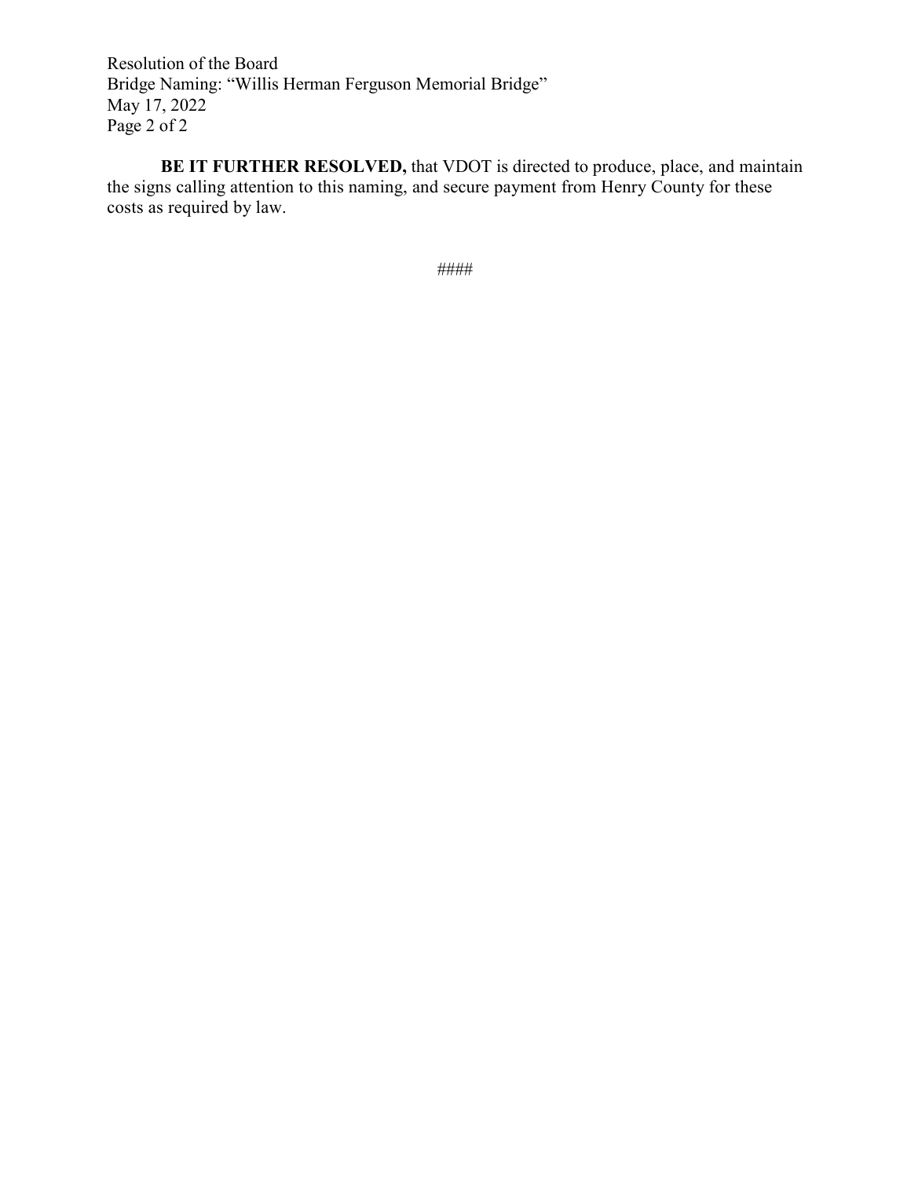**BE IT FURTHER RESOLVED,** that VDOT is directed to produce, place, and maintain the signs calling attention to this naming, and secure payment from Henry County for these costs as required by law.

####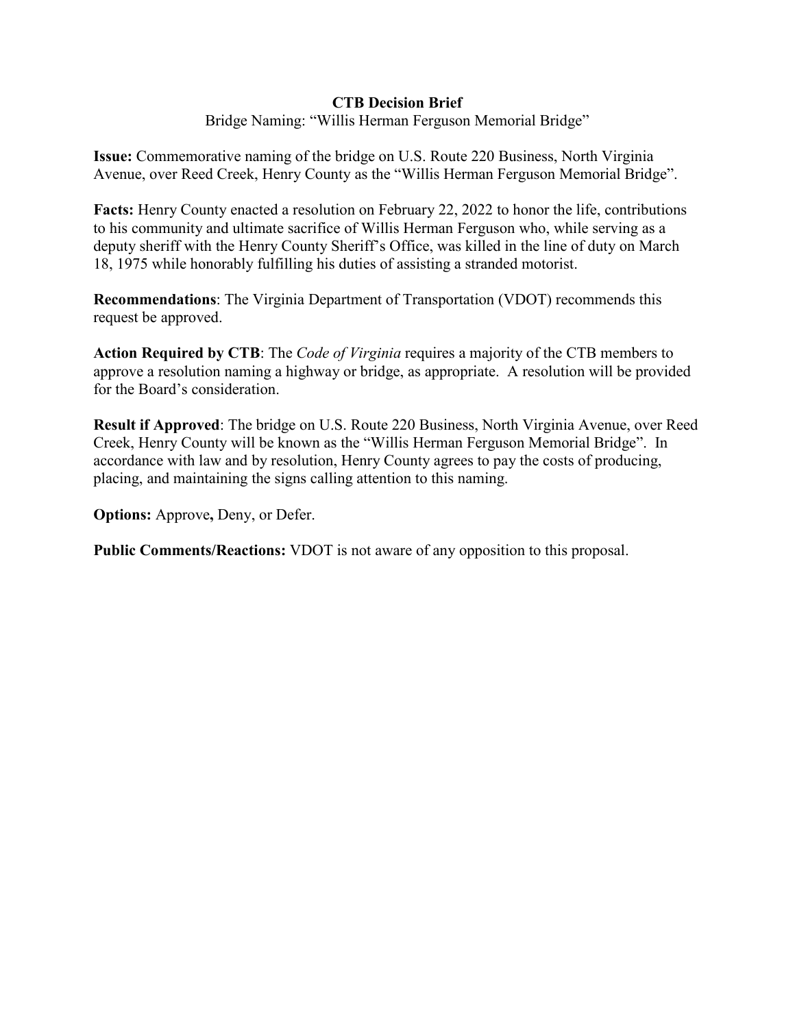**CTB Decision Brief**

Bridge Naming: "Willis Herman Ferguson Memorial Bridge"

**Issue:** Commemorative naming of the bridge on U.S. Route 220 Business, North Virginia Avenue, over Reed Creek, Henry County as the "Willis Herman Ferguson Memorial Bridge".

**Facts:** Henry County enacted a resolution on February 22, 2022 to honor the life, contributions to his community and ultimate sacrifice of Willis Herman Ferguson who, while serving as a deputy sheriff with the Henry County Sheriff's Office, was killed in the line of duty on March 18, 1975 while honorably fulfilling his duties of assisting a stranded motorist.

**Recommendations**: The Virginia Department of Transportation (VDOT) recommends this request be approved.

**Action Required by CTB**: The *Code of Virginia* requires a majority of the CTB members to approve a resolution naming a highway or bridge, as appropriate. A resolution will be provided for the Board's consideration.

**Result if Approved**: The bridge on U.S. Route 220 Business, North Virginia Avenue, over Reed Creek, Henry County will be known as the "Willis Herman Ferguson Memorial Bridge". In accordance with law and by resolution, Henry County agrees to pay the costs of producing, placing, and maintaining the signs calling attention to this naming.

**Options:** Approve**,** Deny, or Defer.

**Public Comments/Reactions:** VDOT is not aware of any opposition to this proposal.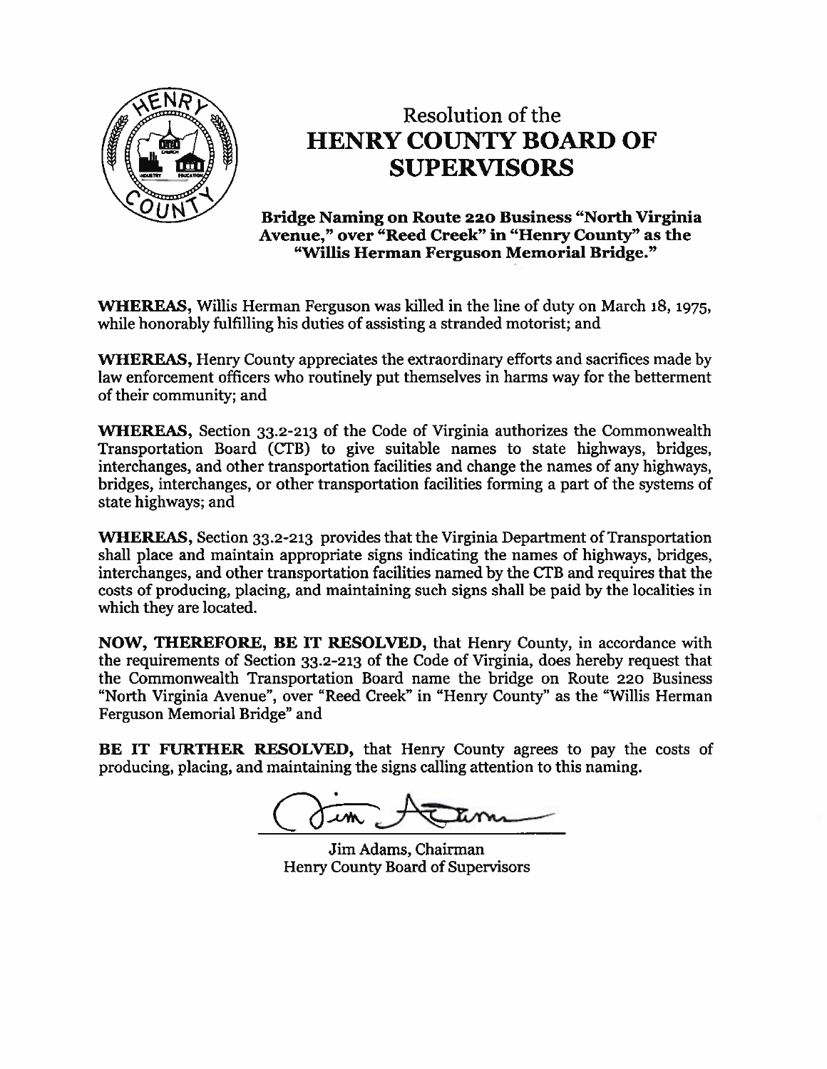# Resolution of the HENRY COUNTY BOARD OF SUPERVISORS

## Bridge Naming on Route 220 Business "North Virginia Avenue," over "Reed Creek" in "Henry County" as the "Willis Herman Ferguson Memorial Bridge."

**WHEREAS,** Willis Herman Ferguson was killed in the line of duty on March 18, 1975, while honorably fulfilling his duties of assisting a stranded motorist; and

**WHEREAS,** Henry County appreciates the extraordinary efforts and sacrifices made by law enforcement officers who routinely put themselves in harms way for the betterment of their community; and

**WHEREAS,** Section 33.2-213 of the Code of Virginia authorizes the Commonwealth Transportation Board (CTB) to give suitable names to state highways, bridges, interchanges, and other transportation facilities and change the names of any highways, bridges, interchanges, or other transportation facilities forming a part of the systems of state highways; and

**WHEREAS,** Section 33.2-213 provides that the Virginia Department of Transportation shall place and maintain appropriate signs indicating the names of highways, bridges, interchanges, and other transportation facilities named by the CTB and requires that the costs of producing, placing, and maintaining such signs shall be paid by the localities in which they are located.

**NOW, THEREFORE, BE IT RESOLVED,** that Henry County, in accordance with the requirements of Section 33.2-213 of the Code of Virginia, does hereby request that the Commonwealth Transportation Board name the bridge on Route 220 Business "North Virginia Avenue", over "Reed Creek" in "Henry County" as the "Willis Herman Ferguson Memorial Bridge" and

**BE IT FURTHER RESOLVED,** that Henry County agrees to pay the costs of producing, placing, and maintaining the signs calling attention to this naming.

Jim Adams, Chairman
Henry County Board of Supervisors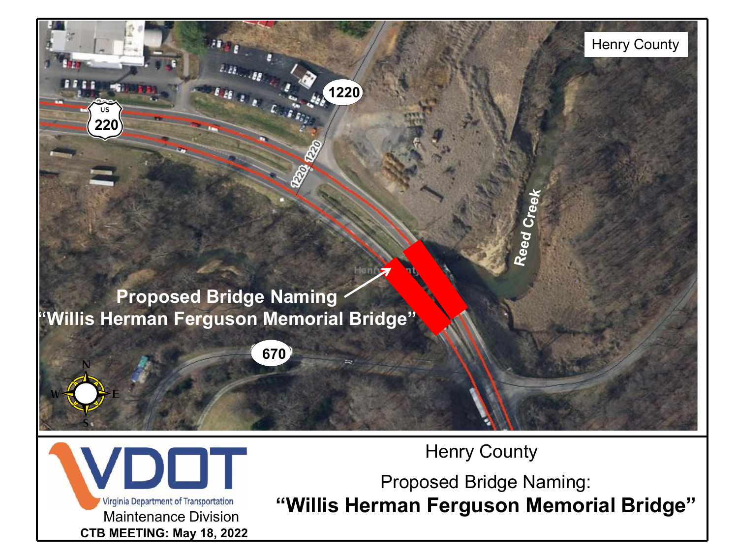Henry County

1220

US 220

1220

1220

Reed Creek

Proposed Bridge Naming
"Willis Herman Ferguson Memorial Bridge"

670

N
W E
S

VDOT
Virginia Department of Transportation
Maintenance Division
**CTB MEETING: May 18, 2022**

Henry County

Proposed Bridge Naming:

**"Willis Herman Ferguson Memorial Bridge"**